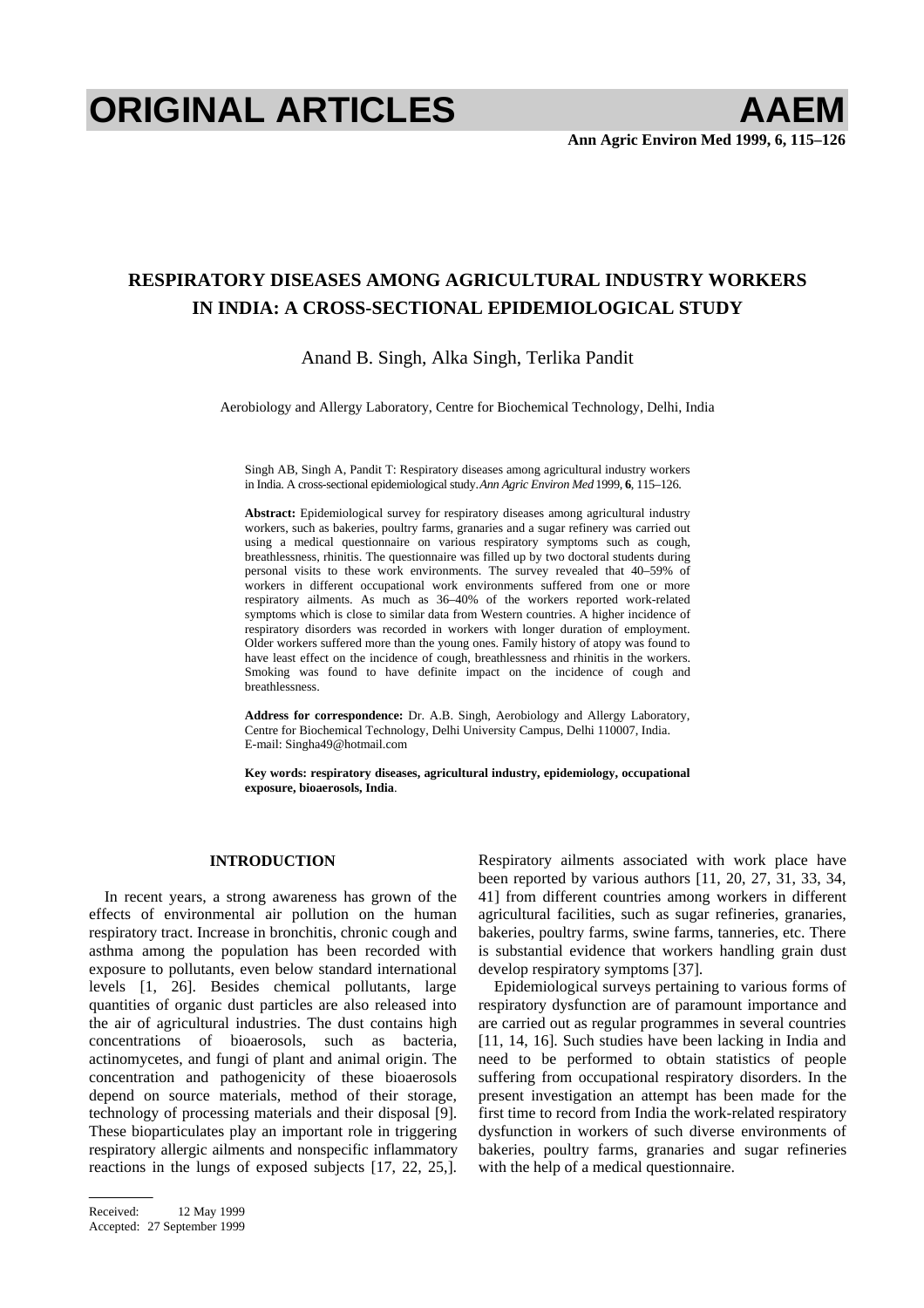# RESPIRATORY DISEASES AMONG AGRICULTURAL INDUSTRY WORKERS IN INDIA: A CROSS-SECTIONAL EPIDEMIOLOGICAL STUDY

Anand B. Singh, Alka Singh, Terlika Pandit

Aerobiology and Allergy Laboratory, Centre for Biochemical Technology, Delhi, India

Singh AB, Singh A, Pandit T: Respiratory diseases among agricultural industry workers in India. A cross-sectional epidemiological study. *Ann Agric Environ Med* 1999, **6**, 115–126.

**Abstract:** Epidemiological survey for respiratory diseases among agricultural industry workers, such as bakeries, poultry farms, granaries and a sugar refinery was carried out using a medical questionnaire on various respiratory symptoms such as cough, breathlessness, rhinitis. The questionnaire was filled up by two doctoral students during personal visits to these work environments. The survey revealed that 40–59% of workers in different occupational work environments suffered from one or more respiratory ailments. As much as 36–40% of the workers reported work-related symptoms which is close to similar data from Western countries. A higher incidence of respiratory disorders was recorded in workers with longer duration of employment. Older workers suffered more than the young ones. Family history of atopy was found to have least effect on the incidence of cough, breathlessness and rhinitis in the workers. Smoking was found to have definite impact on the incidence of cough and breathlessness.

**Address for correspondence:** Dr. A.B. Singh, Aerobiology and Allergy Laboratory, Centre for Biochemical Technology, Delhi University Campus, Delhi 110007, India. E-mail: Singha49@hotmail.com

**Key words: respiratory diseases, agricultural industry, epidemiology, occupational exposure, bioaerosols, India**.

## INTRODUCTION

In recent years, a strong awareness has grown of the effects of environmental air pollution on the human respiratory tract. Increase in bronchitis, chronic cough and asthma among the population has been recorded with exposure to pollutants, even below standard international levels [1, 26]. Besides chemical pollutants, large quantities of organic dust particles are also released into the air of agricultural industries. The dust contains high concentrations of bioaerosols, such as bacteria, actinomycetes, and fungi of plant and animal origin. The concentration and pathogenicity of these bioaerosols depend on source materials, method of their storage, technology of processing materials and their disposal [9]. These bioparticulates play an important role in triggering respiratory allergic ailments and nonspecific inflammatory reactions in the lungs of exposed subjects [17, 22, 25,]. Respiratory ailments associated with work place have been reported by various authors [11, 20, 27, 31, 33, 34, 41] from different countries among workers in different agricultural facilities, such as sugar refineries, granaries, bakeries, poultry farms, swine farms, tanneries, etc. There is substantial evidence that workers handling grain dust develop respiratory symptoms [37].

Epidemiological surveys pertaining to various forms of respiratory dysfunction are of paramount importance and are carried out as regular programmes in several countries [11, 14, 16]. Such studies have been lacking in India and need to be performed to obtain statistics of people suffering from occupational respiratory disorders. In the present investigation an attempt has been made for the first time to record from India the work-related respiratory dysfunction in workers of such diverse environments of bakeries, poultry farms, granaries and sugar refineries with the help of a medical questionnaire.

Received: 12 May 1999
Accepted: 27 September 1999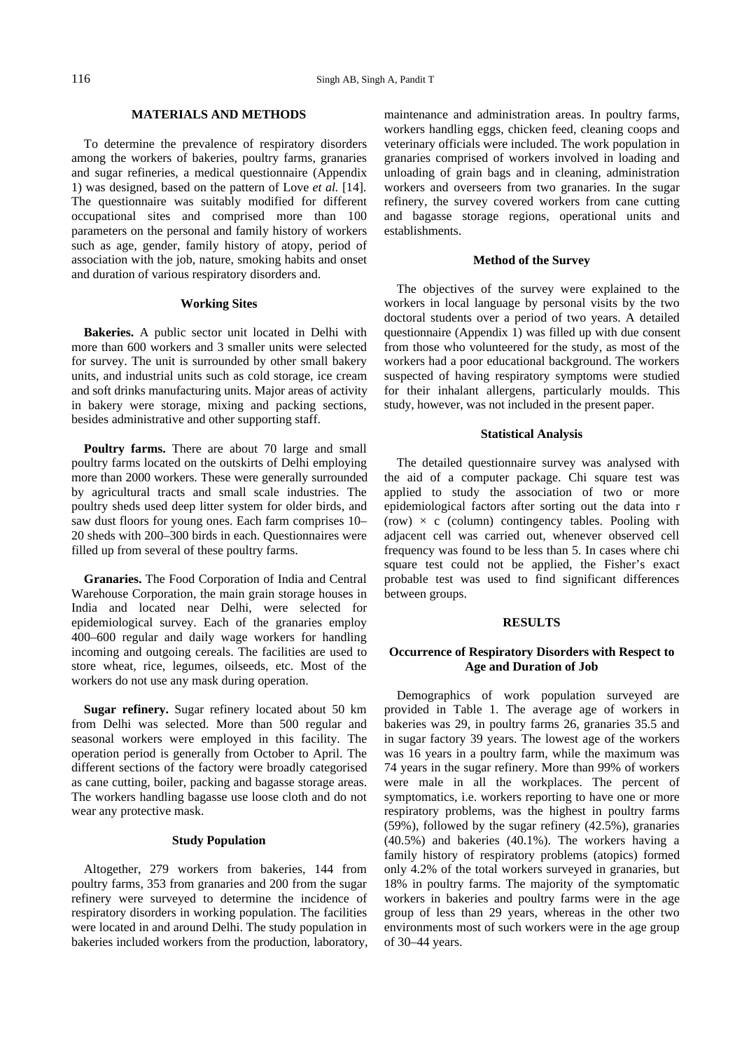## MATERIALS AND METHODS

To determine the prevalence of respiratory disorders among the workers of bakeries, poultry farms, granaries and sugar refineries, a medical questionnaire (Appendix 1) was designed, based on the pattern of Love *et al.* [14]. The questionnaire was suitably modified for different occupational sites and comprised more than 100 parameters on the personal and family history of workers such as age, gender, family history of atopy, period of association with the job, nature, smoking habits and onset and duration of various respiratory disorders and.

### Working Sites

**Bakeries.** A public sector unit located in Delhi with more than 600 workers and 3 smaller units were selected for survey. The unit is surrounded by other small bakery units, and industrial units such as cold storage, ice cream and soft drinks manufacturing units. Major areas of activity in bakery were storage, mixing and packing sections, besides administrative and other supporting staff.

**Poultry farms.** There are about 70 large and small poultry farms located on the outskirts of Delhi employing more than 2000 workers. These were generally surrounded by agricultural tracts and small scale industries. The poultry sheds used deep litter system for older birds, and saw dust floors for young ones. Each farm comprises 10–20 sheds with 200–300 birds in each. Questionnaires were filled up from several of these poultry farms.

**Granaries.** The Food Corporation of India and Central Warehouse Corporation, the main grain storage houses in India and located near Delhi, were selected for epidemiological survey. Each of the granaries employ 400–600 regular and daily wage workers for handling incoming and outgoing cereals. The facilities are used to store wheat, rice, legumes, oilseeds, etc. Most of the workers do not use any mask during operation.

**Sugar refinery.** Sugar refinery located about 50 km from Delhi was selected. More than 500 regular and seasonal workers were employed in this facility. The operation period is generally from October to April. The different sections of the factory were broadly categorised as cane cutting, boiler, packing and bagasse storage areas. The workers handling bagasse use loose cloth and do not wear any protective mask.

### Study Population

Altogether, 279 workers from bakeries, 144 from poultry farms, 353 from granaries and 200 from the sugar refinery were surveyed to determine the incidence of respiratory disorders in working population. The facilities were located in and around Delhi. The study population in bakeries included workers from the production, laboratory, maintenance and administration areas. In poultry farms, workers handling eggs, chicken feed, cleaning coops and veterinary officials were included. The work population in granaries comprised of workers involved in loading and unloading of grain bags and in cleaning, administration workers and overseers from two granaries. In the sugar refinery, the survey covered workers from cane cutting and bagasse storage regions, operational units and establishments.

### Method of the Survey

The objectives of the survey were explained to the workers in local language by personal visits by the two doctoral students over a period of two years. A detailed questionnaire (Appendix 1) was filled up with due consent from those who volunteered for the study, as most of the workers had a poor educational background. The workers suspected of having respiratory symptoms were studied for their inhalant allergens, particularly moulds. This study, however, was not included in the present paper.

### Statistical Analysis

The detailed questionnaire survey was analysed with the aid of a computer package. Chi square test was applied to study the association of two or more epidemiological factors after sorting out the data into r (row) $\times$ c (column) contingency tables. Pooling with adjacent cell was carried out, whenever observed cell frequency was found to be less than 5. In cases where chi square test could not be applied, the Fisher's exact probable test was used to find significant differences between groups.

## RESULTS

### Occurrence of Respiratory Disorders with Respect to Age and Duration of Job

Demographics of work population surveyed are provided in Table 1. The average age of workers in bakeries was 29, in poultry farms 26, granaries 35.5 and in sugar factory 39 years. The lowest age of the workers was 16 years in a poultry farm, while the maximum was 74 years in the sugar refinery. More than 99% of workers were male in all the workplaces. The percent of symptomatics, i.e. workers reporting to have one or more respiratory problems, was the highest in poultry farms (59%), followed by the sugar refinery (42.5%), granaries (40.5%) and bakeries (40.1%). The workers having a family history of respiratory problems (atopics) formed only 4.2% of the total workers surveyed in granaries, but 18% in poultry farms. The majority of the symptomatic workers in bakeries and poultry farms were in the age group of less than 29 years, whereas in the other two environments most of such workers were in the age group of 30–44 years.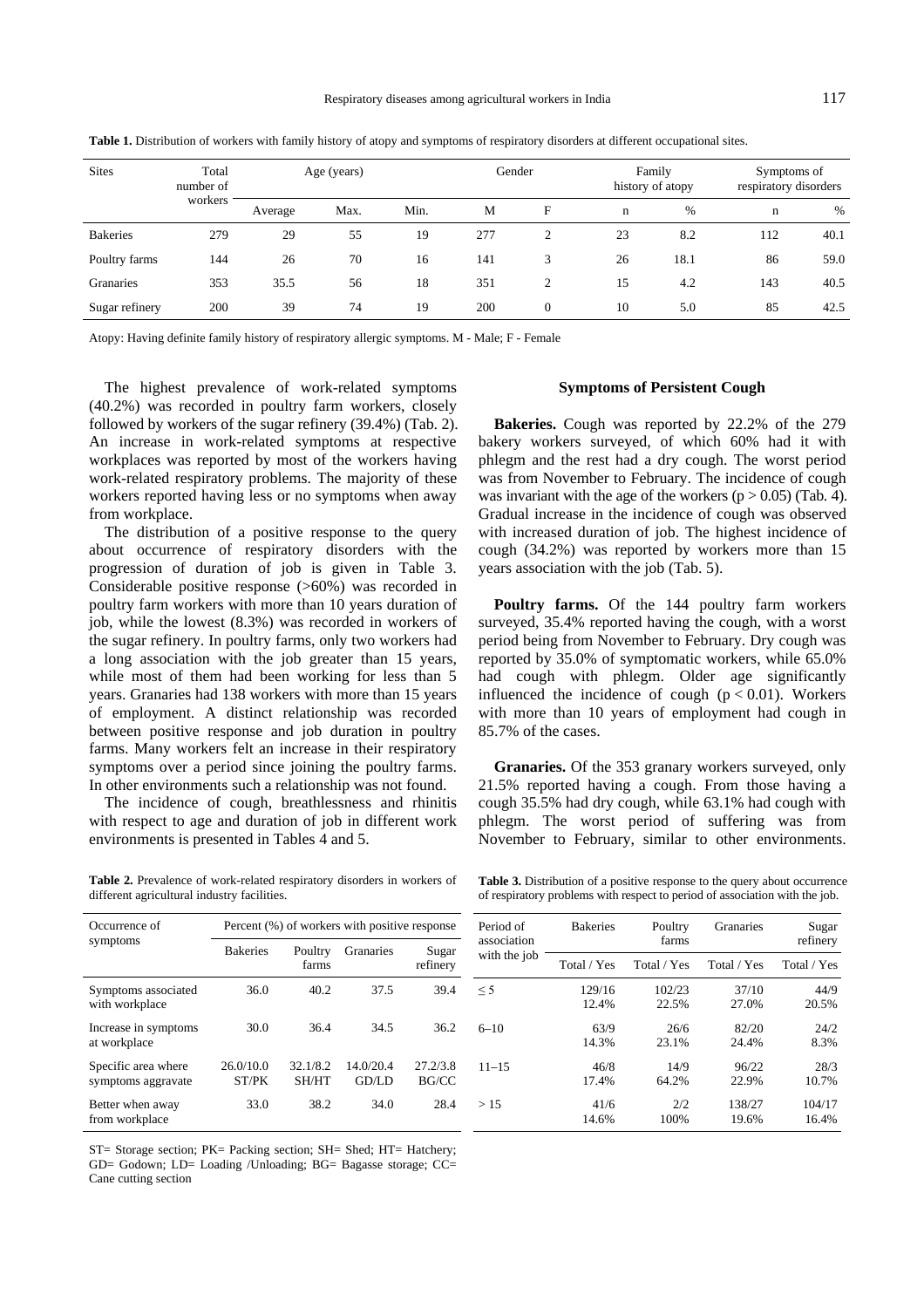**Table 1.** Distribution of workers with family history of atopy and symptoms of respiratory disorders at different occupational sites.

| Sites | Total number of workers | Age (years) | | | Gender | | Family history of atopy | | Symptoms of respiratory disorders | |
|---|---|---|---|---|---|---|---|---|---|---|
| | | Average | Max. | Min. | M | F | n | % | n | % |
| Bakeries | 279 | 29 | 55 | 19 | 277 | 2 | 23 | 8.2 | 112 | 40.1 |
| Poultry farms | 144 | 26 | 70 | 16 | 141 | 3 | 26 | 18.1 | 86 | 59.0 |
| Granaries | 353 | 35.5 | 56 | 18 | 351 | 2 | 15 | 4.2 | 143 | 40.5 |
| Sugar refinery | 200 | 39 | 74 | 19 | 200 | 0 | 10 | 5.0 | 85 | 42.5 |

Atopy: Having definite family history of respiratory allergic symptoms. M - Male; F - Female

The highest prevalence of work-related symptoms (40.2%) was recorded in poultry farm workers, closely followed by workers of the sugar refinery (39.4%) (Tab. 2). An increase in work-related symptoms at respective workplaces was reported by most of the workers having work-related respiratory problems. The majority of these workers reported having less or no symptoms when away from workplace.

The distribution of a positive response to the query about occurrence of respiratory disorders with the progression of duration of job is given in Table 3. Considerable positive response (>60%) was recorded in poultry farm workers with more than 10 years duration of job, while the lowest (8.3%) was recorded in workers of the sugar refinery. In poultry farms, only two workers had a long association with the job greater than 15 years, while most of them had been working for less than 5 years. Granaries had 138 workers with more than 15 years of employment. A distinct relationship was recorded between positive response and job duration in poultry farms. Many workers felt an increase in their respiratory symptoms over a period since joining the poultry farms. In other environments such a relationship was not found.

The incidence of cough, breathlessness and rhinitis with respect to age and duration of job in different work environments is presented in Tables 4 and 5.

### Symptoms of Persistent Cough

**Bakeries.** Cough was reported by 22.2% of the 279 bakery workers surveyed, of which 60% had it with phlegm and the rest had a dry cough. The worst period was from November to February. The incidence of cough was invariant with the age of the workers ($p > 0.05$) (Tab. 4). Gradual increase in the incidence of cough was observed with increased duration of job. The highest incidence of cough (34.2%) was reported by workers more than 15 years association with the job (Tab. 5).

**Poultry farms.** Of the 144 poultry farm workers surveyed, 35.4% reported having the cough, with a worst period being from November to February. Dry cough was reported by 35.0% of symptomatic workers, while 65.0% had cough with phlegm. Older age significantly influenced the incidence of cough ($p < 0.01$). Workers with more than 10 years of employment had cough in 85.7% of the cases.

**Granaries.** Of the 353 granary workers surveyed, only 21.5% reported having a cough. From those having a cough 35.5% had dry cough, while 63.1% had cough with phlegm. The worst period of suffering was from November to February, similar to other environments.

**Table 2.** Prevalence of work-related respiratory disorders in workers of different agricultural industry facilities.

| Occurrence of symptoms | Percent (%) of workers with positive response | | | |
|---|---|---|---|---|
| | Bakeries | Poultry farms | Granaries | Sugar refinery |
| Symptoms associated with workplace | 36.0 | 40.2 | 37.5 | 39.4 |
| Increase in symptoms at workplace | 30.0 | 36.4 | 34.5 | 36.2 |
| Specific area where symptoms aggravate | 26.0/10.0 ST/PK | 32.1/8.2 SH/HT | 14.0/20.4 GD/LD | 27.2/3.8 BG/CC |
| Better when away from workplace | 33.0 | 38.2 | 34.0 | 28.4 |

ST= Storage section; PK= Packing section; SH= Shed; HT= Hatchery; GD= Godown; LD= Loading /Unloading; BG= Bagasse storage; CC= Cane cutting section

**Table 3.** Distribution of a positive response to the query about occurrence of respiratory problems with respect to period of association with the job.

| Period of association with the job | Bakeries | Poultry farms | Granaries | Sugar refinery |
|---|---|---|---|---|
| | Total / Yes | Total / Yes | Total / Yes | Total / Yes |
| ≤ 5 | 129/16 12.4% | 102/23 22.5% | 37/10 27.0% | 44/9 20.5% |
| 6–10 | 63/9 14.3% | 26/6 23.1% | 82/20 24.4% | 24/2 8.3% |
| 11–15 | 46/8 17.4% | 14/9 64.2% | 96/22 22.9% | 28/3 10.7% |
| > 15 | 41/6 14.6% | 2/2 100% | 138/27 19.6% | 104/17 16.4% |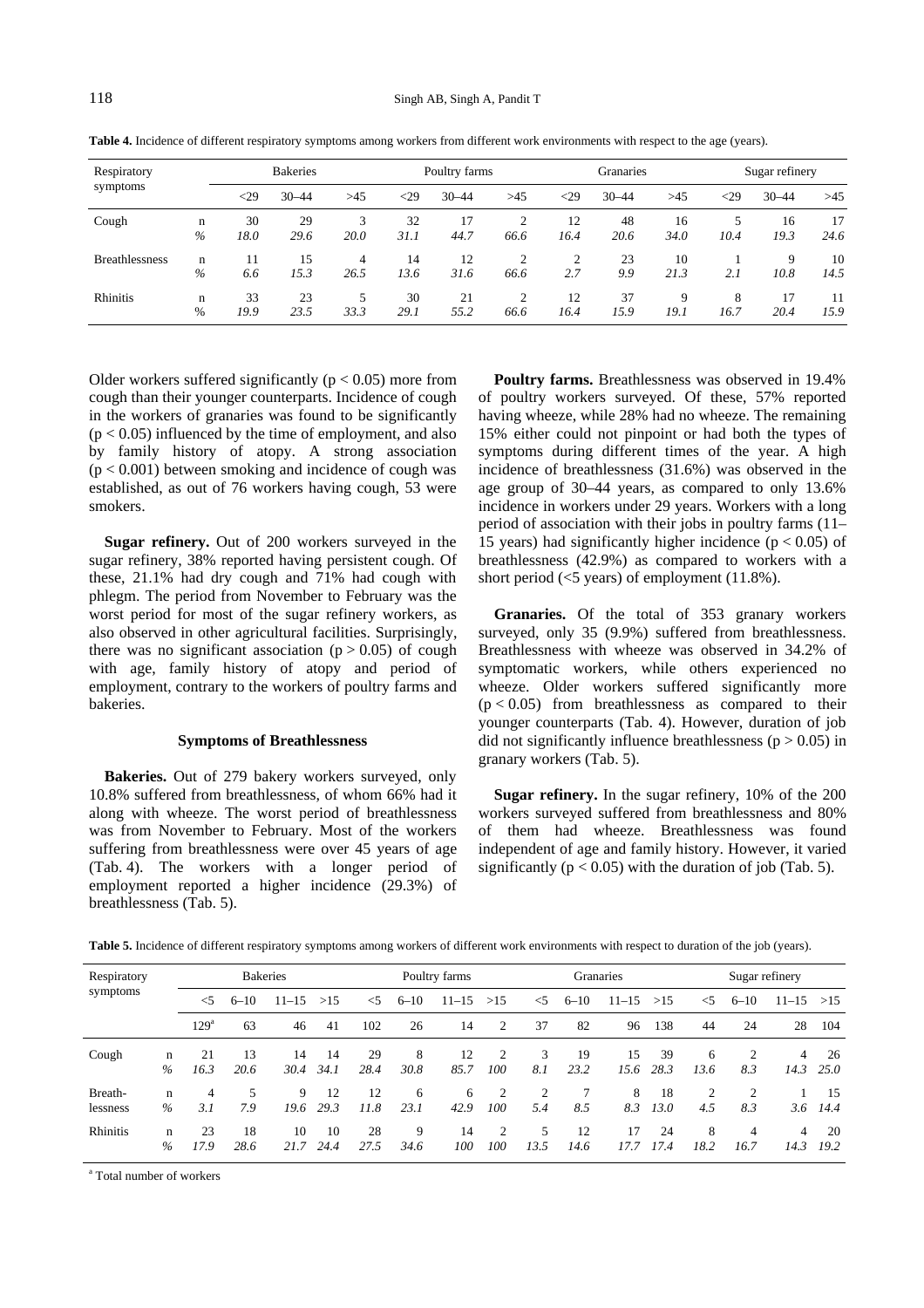**Table 4.** Incidence of different respiratory symptoms among workers from different work environments with respect to the age (years).

| Respiratory symptoms | | Bakeries | | | Poultry farms | | | Granaries | | | Sugar refinery | | |
|---|---|---|---|---|---|---|---|---|---|---|---|---|---|
| | | <29 | 30–44 | >45 | <29 | 30–44 | >45 | <29 | 30–44 | >45 | <29 | 30–44 | >45 |
| Cough | n | 30 | 29 | 3 | 32 | 17 | 2 | 12 | 48 | 16 | 5 | 16 | 17 |
| | % | *18.0* | *29.6* | *20.0* | *31.1* | *44.7* | *66.6* | *16.4* | *20.6* | *34.0* | *10.4* | *19.3* | *24.6* |
| Breathlessness | n | 11 | 15 | 4 | 14 | 12 | 2 | 2 | 23 | 10 | 1 | 9 | 10 |
| | % | *6.6* | *15.3* | *26.5* | *13.6* | *31.6* | *66.6* | *2.7* | *9.9* | *21.3* | *2.1* | *10.8* | *14.5* |
| Rhinitis | n | 33 | 23 | 5 | 30 | 21 | 2 | 12 | 37 | 9 | 8 | 17 | 11 |
| | % | *19.9* | *23.5* | *33.3* | *29.1* | *55.2* | *66.6* | *16.4* | *15.9* | *19.1* | *16.7* | *20.4* | *15.9* |

Older workers suffered significantly ($p < 0.05$) more from cough than their younger counterparts. Incidence of cough in the workers of granaries was found to be significantly ($p < 0.05$) influenced by the time of employment, and also by family history of atopy. A strong association ($p < 0.001$) between smoking and incidence of cough was established, as out of 76 workers having cough, 53 were smokers.

**Sugar refinery.** Out of 200 workers surveyed in the sugar refinery, 38% reported having persistent cough. Of these, 21.1% had dry cough and 71% had cough with phlegm. The period from November to February was the worst period for most of the sugar refinery workers, as also observed in other agricultural facilities. Surprisingly, there was no significant association ($p > 0.05$) of cough with age, family history of atopy and period of employment, contrary to the workers of poultry farms and bakeries.

### Symptoms of Breathlessness

**Bakeries.** Out of 279 bakery workers surveyed, only 10.8% suffered from breathlessness, of whom 66% had it along with wheeze. The worst period of breathlessness was from November to February. Most of the workers suffering from breathlessness were over 45 years of age (Tab. 4). The workers with a longer period of employment reported a higher incidence (29.3%) of breathlessness (Tab. 5).

**Poultry farms.** Breathlessness was observed in 19.4% of poultry workers surveyed. Of these, 57% reported having wheeze, while 28% had no wheeze. The remaining 15% either could not pinpoint or had both the types of symptoms during different times of the year. A high incidence of breathlessness (31.6%) was observed in the age group of 30–44 years, as compared to only 13.6% incidence in workers under 29 years. Workers with a long period of association with their jobs in poultry farms (11–15 years) had significantly higher incidence ($p < 0.05$) of breathlessness (42.9%) as compared to workers with a short period (<5 years) of employment (11.8%).

**Granaries.** Of the total of 353 granary workers surveyed, only 35 (9.9%) suffered from breathlessness. Breathlessness with wheeze was observed in 34.2% of symptomatic workers, while others experienced no wheeze. Older workers suffered significantly more ($p < 0.05$) from breathlessness as compared to their younger counterparts (Tab. 4). However, duration of job did not significantly influence breathlessness ($p > 0.05$) in granary workers (Tab. 5).

**Sugar refinery.** In the sugar refinery, 10% of the 200 workers surveyed suffered from breathlessness and 80% of them had wheeze. Breathlessness was found independent of age and family history. However, it varied significantly ($p < 0.05$) with the duration of job (Tab. 5).

**Table 5.** Incidence of different respiratory symptoms among workers of different work environments with respect to duration of the job (years).

| Respiratory symptoms | | Bakeries | | | | Poultry farms | | | | Granaries | | | | Sugar refinery | | | |
|---|---|---|---|---|---|---|---|---|---|---|---|---|---|---|---|---|---|
| | | <5 | 6–10 | 11–15 | >15 | <5 | 6–10 | 11–15 | >15 | <5 | 6–10 | 11–15 | >15 | <5 | 6–10 | 11–15 | >15 |
| | | 129[a] | 63 | 46 | 41 | 102 | 26 | 14 | 2 | 37 | 82 | 96 | 138 | 44 | 24 | 28 | 104 |
| Cough | n | 21 | 13 | 14 | 14 | 29 | 8 | 12 | 2 | 3 | 19 | 15 | 39 | 6 | 2 | 4 | 26 |
| | % | *16.3* | *20.6* | *30.4* | *34.1* | *28.4* | *30.8* | *85.7* | *100* | *8.1* | *23.2* | *15.6* | *28.3* | *13.6* | *8.3* | *14.3* | *25.0* |
| Breath-lessness | n | 4 | 5 | 9 | 12 | 12 | 6 | 6 | 2 | 2 | 7 | 8 | 18 | 2 | 2 | 1 | 15 |
| | % | *3.1* | *7.9* | *19.6* | *29.3* | *11.8* | *23.1* | *42.9* | *100* | *5.4* | *8.5* | *8.3* | *13.0* | *4.5* | *8.3* | *3.6* | *14.4* |
| Rhinitis | n | 23 | 18 | 10 | 10 | 28 | 9 | 14 | 2 | 5 | 12 | 17 | 24 | 8 | 4 | 4 | 20 |
| | % | *17.9* | *28.6* | *21.7* | *24.4* | *27.5* | *34.6* | *100* | *100* | *13.5* | *14.6* | *17.7* | *17.4* | *18.2* | *16.7* | *14.3* | *19.2* |

[a] Total number of workers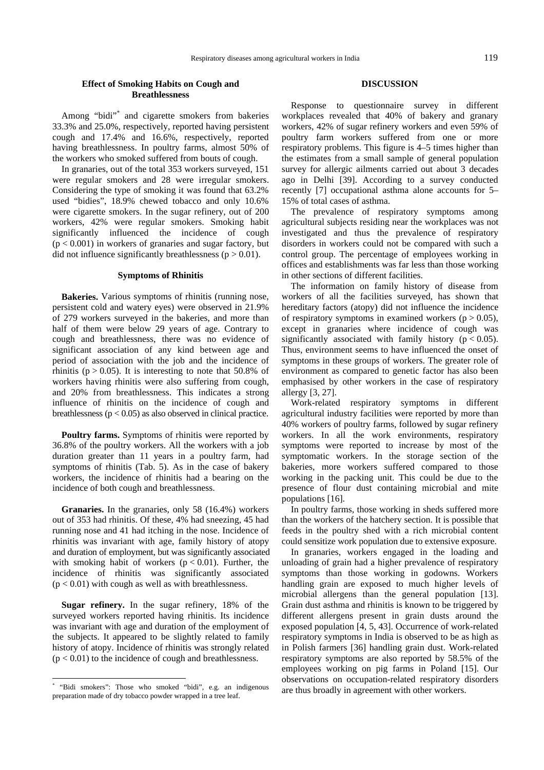### Effect of Smoking Habits on Cough and Breathlessness

Among "bidi"* and cigarette smokers from bakeries 33.3% and 25.0%, respectively, reported having persistent cough and 17.4% and 16.6%, respectively, reported having breathlessness. In poultry farms, almost 50% of the workers who smoked suffered from bouts of cough.

In granaries, out of the total 353 workers surveyed, 151 were regular smokers and 28 were irregular smokers. Considering the type of smoking it was found that 63.2% used "bidies", 18.9% chewed tobacco and only 10.6% were cigarette smokers. In the sugar refinery, out of 200 workers, 42% were regular smokers. Smoking habit significantly influenced the incidence of cough ($p < 0.001$) in workers of granaries and sugar factory, but did not influence significantly breathlessness ($p > 0.01$).

### Symptoms of Rhinitis

**Bakeries.** Various symptoms of rhinitis (running nose, persistent cold and watery eyes) were observed in 21.9% of 279 workers surveyed in the bakeries, and more than half of them were below 29 years of age. Contrary to cough and breathlessness, there was no evidence of significant association of any kind between age and period of association with the job and the incidence of rhinitis ($p > 0.05$). It is interesting to note that 50.8% of workers having rhinitis were also suffering from cough, and 20% from breathlessness. This indicates a strong influence of rhinitis on the incidence of cough and breathlessness ($p < 0.05$) as also observed in clinical practice.

**Poultry farms.** Symptoms of rhinitis were reported by 36.8% of the poultry workers. All the workers with a job duration greater than 11 years in a poultry farm, had symptoms of rhinitis (Tab. 5). As in the case of bakery workers, the incidence of rhinitis had a bearing on the incidence of both cough and breathlessness.

**Granaries.** In the granaries, only 58 (16.4%) workers out of 353 had rhinitis. Of these, 4% had sneezing, 45 had running nose and 41 had itching in the nose. Incidence of rhinitis was invariant with age, family history of atopy and duration of employment, but was significantly associated with smoking habit of workers ($p < 0.01$). Further, the incidence of rhinitis was significantly associated ($p < 0.01$) with cough as well as with breathlessness.

**Sugar refinery.** In the sugar refinery, 18% of the surveyed workers reported having rhinitis. Its incidence was invariant with age and duration of the employment of the subjects. It appeared to be slightly related to family history of atopy. Incidence of rhinitis was strongly related ($p < 0.01$) to the incidence of cough and breathlessness.

## DISCUSSION

Response to questionnaire survey in different workplaces revealed that 40% of bakery and granary workers, 42% of sugar refinery workers and even 59% of poultry farm workers suffered from one or more respiratory problems. This figure is 4–5 times higher than the estimates from a small sample of general population survey for allergic ailments carried out about 3 decades ago in Delhi [39]. According to a survey conducted recently [7] occupational asthma alone accounts for 5–15% of total cases of asthma.

The prevalence of respiratory symptoms among agricultural subjects residing near the workplaces was not investigated and thus the prevalence of respiratory disorders in workers could not be compared with such a control group. The percentage of employees working in offices and establishments was far less than those working in other sections of different facilities.

The information on family history of disease from workers of all the facilities surveyed, has shown that hereditary factors (atopy) did not influence the incidence of respiratory symptoms in examined workers ($p > 0.05$), except in granaries where incidence of cough was significantly associated with family history ($p < 0.05$). Thus, environment seems to have influenced the onset of symptoms in these groups of workers. The greater role of environment as compared to genetic factor has also been emphasised by other workers in the case of respiratory allergy [3, 27].

Work-related respiratory symptoms in different agricultural industry facilities were reported by more than 40% workers of poultry farms, followed by sugar refinery workers. In all the work environments, respiratory symptoms were reported to increase by most of the symptomatic workers. In the storage section of the bakeries, more workers suffered compared to those working in the packing unit. This could be due to the presence of flour dust containing microbial and mite populations [16].

In poultry farms, those working in sheds suffered more than the workers of the hatchery section. It is possible that feeds in the poultry shed with a rich microbial content could sensitize work population due to extensive exposure.

In granaries, workers engaged in the loading and unloading of grain had a higher prevalence of respiratory symptoms than those working in godowns. Workers handling grain are exposed to much higher levels of microbial allergens than the general population [13]. Grain dust asthma and rhinitis is known to be triggered by different allergens present in grain dusts around the exposed population [4, 5, 43]. Occurrence of work-related respiratory symptoms in India is observed to be as high as in Polish farmers [36] handling grain dust. Work-related respiratory symptoms are also reported by 58.5% of the employees working on pig farms in Poland [15]. Our observations on occupation-related respiratory disorders are thus broadly in agreement with other workers.

* "Bidi smokers": Those who smoked "bidi", e.g. an indigenous preparation made of dry tobacco powder wrapped in a tree leaf.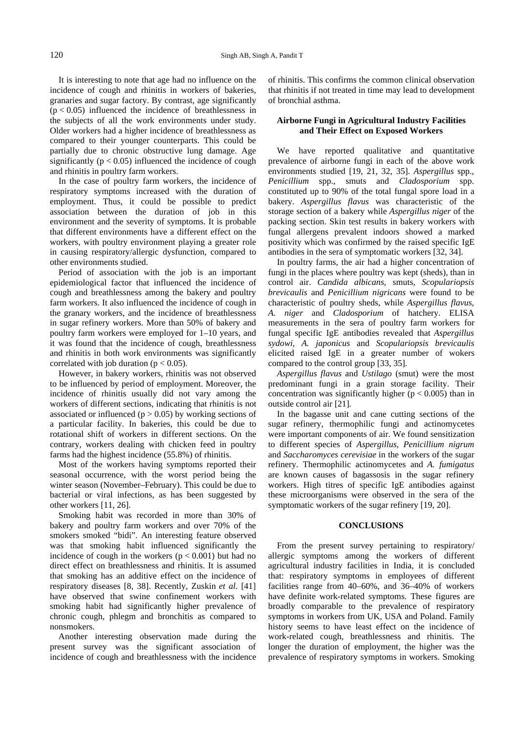It is interesting to note that age had no influence on the incidence of cough and rhinitis in workers of bakeries, granaries and sugar factory. By contrast, age significantly ($p < 0.05$) influenced the incidence of breathlessness in the subjects of all the work environments under study. Older workers had a higher incidence of breathlessness as compared to their younger counterparts. This could be partially due to chronic obstructive lung damage. Age significantly ($p < 0.05$) influenced the incidence of cough and rhinitis in poultry farm workers.

In the case of poultry farm workers, the incidence of respiratory symptoms increased with the duration of employment. Thus, it could be possible to predict association between the duration of job in this environment and the severity of symptoms. It is probable that different environments have a different effect on the workers, with poultry environment playing a greater role in causing respiratory/allergic dysfunction, compared to other environments studied.

Period of association with the job is an important epidemiological factor that influenced the incidence of cough and breathlessness among the bakery and poultry farm workers. It also influenced the incidence of cough in the granary workers, and the incidence of breathlessness in sugar refinery workers. More than 50% of bakery and poultry farm workers were employed for 1–10 years, and it was found that the incidence of cough, breathlessness and rhinitis in both work environments was significantly correlated with job duration ($p < 0.05$).

However, in bakery workers, rhinitis was not observed to be influenced by period of employment. Moreover, the incidence of rhinitis usually did not vary among the workers of different sections, indicating that rhinitis is not associated or influenced ($p > 0.05$) by working sections of a particular facility. In bakeries, this could be due to rotational shift of workers in different sections. On the contrary, workers dealing with chicken feed in poultry farms had the highest incidence (55.8%) of rhinitis.

Most of the workers having symptoms reported their seasonal occurrence, with the worst period being the winter season (November–February). This could be due to bacterial or viral infections, as has been suggested by other workers [11, 26].

Smoking habit was recorded in more than 30% of bakery and poultry farm workers and over 70% of the smokers smoked "bidi". An interesting feature observed was that smoking habit influenced significantly the incidence of cough in the workers ($p < 0.001$) but had no direct effect on breathlessness and rhinitis. It is assumed that smoking has an additive effect on the incidence of respiratory diseases [8, 38]. Recently, Zuskin *et al.* [41] have observed that swine confinement workers with smoking habit had significantly higher prevalence of chronic cough, phlegm and bronchitis as compared to nonsmokers.

Another interesting observation made during the present survey was the significant association of incidence of cough and breathlessness with the incidence of rhinitis. This confirms the common clinical observation that rhinitis if not treated in time may lead to development of bronchial asthma.

## Airborne Fungi in Agricultural Industry Facilities and Their Effect on Exposed Workers

We have reported qualitative and quantitative prevalence of airborne fungi in each of the above work environments studied [19, 21, 32, 35]. *Aspergillus* spp., *Penicillium* spp., smuts and *Cladosporium* spp. constituted up to 90% of the total fungal spore load in a bakery. *Aspergillus flavus* was characteristic of the storage section of a bakery while *Aspergillus niger* of the packing section. Skin test results in bakery workers with fungal allergens prevalent indoors showed a marked positivity which was confirmed by the raised specific IgE antibodies in the sera of symptomatic workers [32, 34].

In poultry farms, the air had a higher concentration of fungi in the places where poultry was kept (sheds), than in control air. *Candida albicans*, smuts, *Scopulariopsis brevicaulis* and *Penicillium nigricans* were found to be characteristic of poultry sheds, while *Aspergillus flavus*, *A. niger* and *Cladosporium* of hatchery. ELISA measurements in the sera of poultry farm workers for fungal specific IgE antibodies revealed that *Aspergillus sydowi*, *A. japonicus* and *Scopulariopsis brevicaulis* elicited raised IgE in a greater number of wokers compared to the control group [33, 35].

*Aspergillus flavus* and *Ustilago* (smut) were the most predominant fungi in a grain storage facility. Their concentration was significantly higher ($p < 0.005$) than in outside control air [21].

In the bagasse unit and cane cutting sections of the sugar refinery, thermophilic fungi and actinomycetes were important components of air. We found sensitization to different species of *Aspergillus*, *Penicillium nigrum* and *Saccharomyces cerevisiae* in the workers of the sugar refinery. Thermophilic actinomycetes and *A. fumigatus* are known causes of bagassosis in the sugar refinery workers. High titres of specific IgE antibodies against these microorganisms were observed in the sera of the symptomatic workers of the sugar refinery [19, 20].

## CONCLUSIONS

From the present survey pertaining to respiratory/allergic symptoms among the workers of different agricultural industry facilities in India, it is concluded that: respiratory symptoms in employees of different facilities range from 40–60%, and 36–40% of workers have definite work-related symptoms. These figures are broadly comparable to the prevalence of respiratory symptoms in workers from UK, USA and Poland. Family history seems to have least effect on the incidence of work-related cough, breathlessness and rhinitis. The longer the duration of employment, the higher was the prevalence of respiratory symptoms in workers. Smoking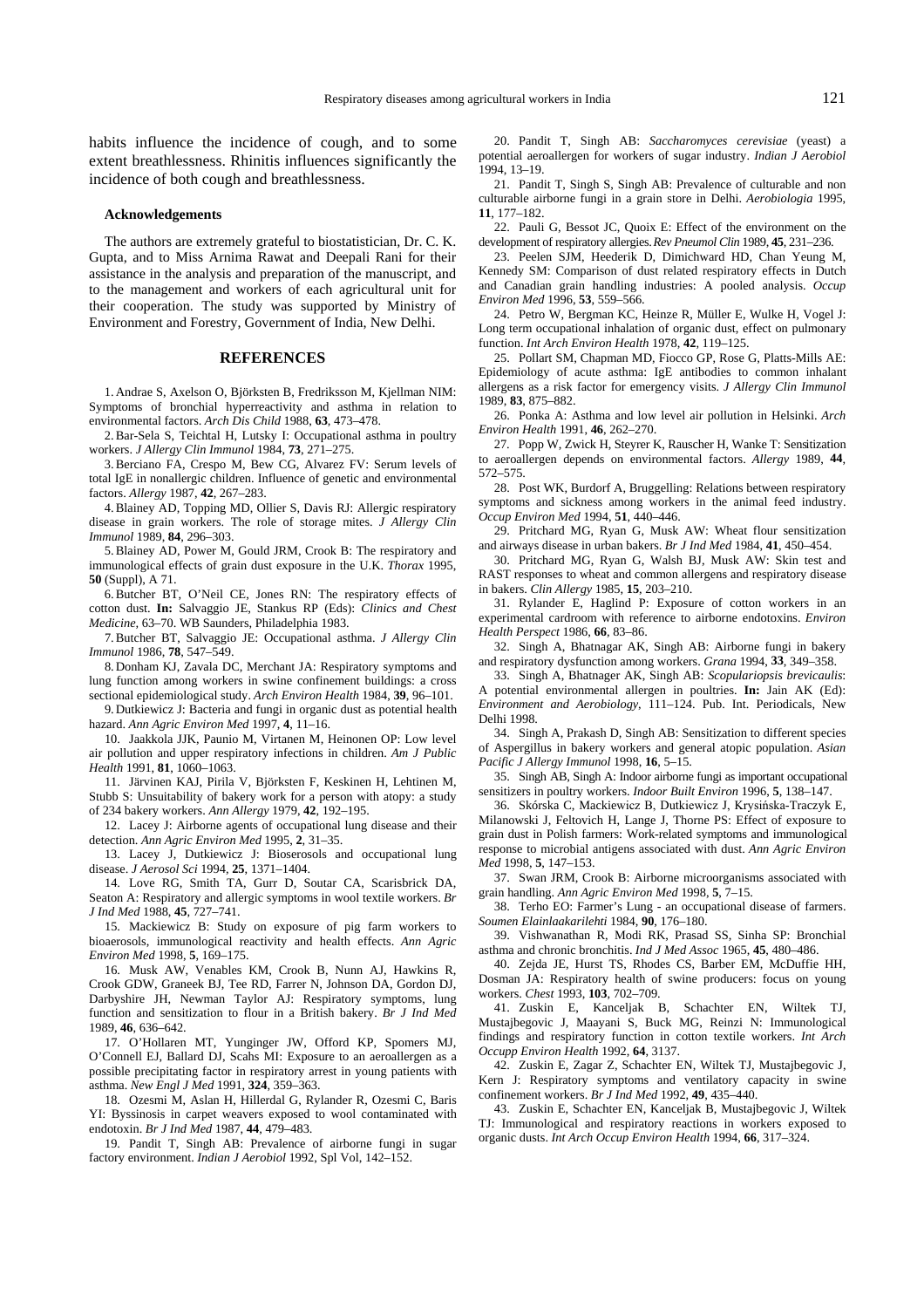habits influence the incidence of cough, and to some extent breathlessness. Rhinitis influences significantly the incidence of both cough and breathlessness.

#### Acknowledgements

The authors are extremely grateful to biostatistician, Dr. C. K. Gupta, and to Miss Arnima Rawat and Deepali Rani for their assistance in the analysis and preparation of the manuscript, and to the management and workers of each agricultural unit for their cooperation. The study was supported by Ministry of Environment and Forestry, Government of India, New Delhi.

## REFERENCES

1. Andrae S, Axelson O, Björksten B, Fredriksson M, Kjellman NIM: Symptoms of bronchial hyperreactivity and asthma in relation to environmental factors. *Arch Dis Child* 1988, **63**, 473–478.
2. Bar-Sela S, Teichtal H, Lutsky I: Occupational asthma in poultry workers. *J Allergy Clin Immunol* 1984, **73**, 271–275.
3. Berciano FA, Crespo M, Bew CG, Alvarez FV: Serum levels of total IgE in nonallergic children. Influence of genetic and environmental factors. *Allergy* 1987, **42**, 267–283.
4. Blainey AD, Topping MD, Ollier S, Davis RJ: Allergic respiratory disease in grain workers. The role of storage mites. *J Allergy Clin Immunol* 1989, **84**, 296–303.
5. Blainey AD, Power M, Gould JRM, Crook B: The respiratory and immunological effects of grain dust exposure in the U.K. *Thorax* 1995, **50** (Suppl), A 71.
6. Butcher BT, O'Neil CE, Jones RN: The respiratory effects of cotton dust. **In:** Salvaggio JE, Stankus RP (Eds): *Clinics and Chest Medicine*, 63–70. WB Saunders, Philadelphia 1983.
7. Butcher BT, Salvaggio JE: Occupational asthma. *J Allergy Clin Immunol* 1986, **78**, 547–549.
8. Donham KJ, Zavala DC, Merchant JA: Respiratory symptoms and lung function among workers in swine confinement buildings: a cross sectional epidemiological study. *Arch Environ Health* 1984, **39**, 96–101.
9. Dutkiewicz J: Bacteria and fungi in organic dust as potential health hazard. *Ann Agric Environ Med* 1997, **4**, 11–16.
10. Jaakkola JJK, Paunio M, Virtanen M, Heinonen OP: Low level air pollution and upper respiratory infections in children. *Am J Public Health* 1991, **81**, 1060–1063.
11. Järvinen KAJ, Pirila V, Björksten F, Keskinen H, Lehtinen M, Stubb S: Unsuitability of bakery work for a person with atopy: a study of 234 bakery workers. *Ann Allergy* 1979, **42**, 192–195.
12. Lacey J: Airborne agents of occupational lung disease and their detection. *Ann Agric Environ Med* 1995, **2**, 31–35.
13. Lacey J, Dutkiewicz J: Bioserosols and occupational lung disease. *J Aerosol Sci* 1994, **25**, 1371–1404.
14. Love RG, Smith TA, Gurr D, Soutar CA, Scarisbrick DA, Seaton A: Respiratory and allergic symptoms in wool textile workers. *Br J Ind Med* 1988, **45**, 727–741.
15. Mackiewicz B: Study on exposure of pig farm workers to bioaerosols, immunological reactivity and health effects. *Ann Agric Environ Med* 1998, **5**, 169–175.
16. Musk AW, Venables KM, Crook B, Nunn AJ, Hawkins R, Crook GDW, Graneek BJ, Tee RD, Farrer N, Johnson DA, Gordon DJ, Darbyshire JH, Newman Taylor AJ: Respiratory symptoms, lung function and sensitization to flour in a British bakery. *Br J Ind Med* 1989, **46**, 636–642.
17. O'Hollaren MT, Yunginger JW, Offord KP, Spomers MJ, O'Connell EJ, Ballard DJ, Scahs MI: Exposure to an aeroallergen as a possible precipitating factor in respiratory arrest in young patients with asthma. *New Engl J Med* 1991, **324**, 359–363.
18. Ozesmi M, Aslan H, Hillerdal G, Rylander R, Ozesmi C, Baris YI: Byssinosis in carpet weavers exposed to wool contaminated with endotoxin. *Br J Ind Med* 1987, **44**, 479–483.
19. Pandit T, Singh AB: Prevalence of airborne fungi in sugar factory environment. *Indian J Aerobiol* 1992, Spl Vol, 142–152.
20. Pandit T, Singh AB: *Saccharomyces cerevisiae* (yeast) a potential aeroallergen for workers of sugar industry. *Indian J Aerobiol* 1994, 13–19.
21. Pandit T, Singh S, Singh AB: Prevalence of culturable and non culturable airborne fungi in a grain store in Delhi. *Aerobiologia* 1995, **11**, 177–182.
22. Pauli G, Bessot JC, Quoix E: Effect of the environment on the development of respiratory allergies. *Rev Pneumol Clin* 1989, **45**, 231–236.
23. Peelen SJM, Heederik D, Dimichward HD, Chan Yeung M, Kennedy SM: Comparison of dust related respiratory effects in Dutch and Canadian grain handling industries: A pooled analysis. *Occup Environ Med* 1996, **53**, 559–566.
24. Petro W, Bergman KC, Heinze R, Müller E, Wulke H, Vogel J: Long term occupational inhalation of organic dust, effect on pulmonary function. *Int Arch Environ Health* 1978, **42**, 119–125.
25. Pollart SM, Chapman MD, Fiocco GP, Rose G, Platts-Mills AE: Epidemiology of acute asthma: IgE antibodies to common inhalant allergens as a risk factor for emergency visits. *J Allergy Clin Immunol* 1989, **83**, 875–882.
26. Ponka A: Asthma and low level air pollution in Helsinki. *Arch Environ Health* 1991, **46**, 262–270.
27. Popp W, Zwick H, Steyrer K, Rauscher H, Wanke T: Sensitization to aeroallergen depends on environmental factors. *Allergy* 1989, **44**, 572–575.
28. Post WK, Burdorf A, Bruggelling: Relations between respiratory symptoms and sickness among workers in the animal feed industry. *Occup Environ Med* 1994, **51**, 440–446.
29. Pritchard MG, Ryan G, Musk AW: Wheat flour sensitization and airways disease in urban bakers. *Br J Ind Med* 1984, **41**, 450–454.
30. Pritchard MG, Ryan G, Walsh BJ, Musk AW: Skin test and RAST responses to wheat and common allergens and respiratory disease in bakers. *Clin Allergy* 1985, **15**, 203–210.
31. Rylander E, Haglind P: Exposure of cotton workers in an experimental cardroom with reference to airborne endotoxins. *Environ Health Perspect* 1986, **66**, 83–86.
32. Singh A, Bhatnagar AK, Singh AB: Airborne fungi in bakery and respiratory dysfunction among workers. *Grana* 1994, **33**, 349–358.
33. Singh A, Bhatnager AK, Singh AB: *Scopulariopsis brevicaulis*: A potential environmental allergen in poultries. **In:** Jain AK (Ed): *Environment and Aerobiology*, 111–124. Pub. Int. Periodicals, New Delhi 1998.
34. Singh A, Prakash D, Singh AB: Sensitization to different species of Aspergillus in bakery workers and general atopic population. *Asian Pacific J Allergy Immunol* 1998, **16**, 5–15.
35. Singh AB, Singh A: Indoor airborne fungi as important occupational sensitizers in poultry workers. *Indoor Built Environ* 1996, **5**, 138–147.
36. Skórska C, Mackiewicz B, Dutkiewicz J, Krysińska-Traczyk E, Milanowski J, Feltovich H, Lange J, Thorne PS: Effect of exposure to grain dust in Polish farmers: Work-related symptoms and immunological response to microbial antigens associated with dust. *Ann Agric Environ Med* 1998, **5**, 147–153.
37. Swan JRM, Crook B: Airborne microorganisms associated with grain handling. *Ann Agric Environ Med* 1998, **5**, 7–15.
38. Terho EO: Farmer's Lung - an occupational disease of farmers. *Soumen Elainlaakarilehti* 1984, **90**, 176–180.
39. Vishwanathan R, Modi RK, Prasad SS, Sinha SP: Bronchial asthma and chronic bronchitis. *Ind J Med Assoc* 1965, **45**, 480–486.
40. Zejda JE, Hurst TS, Rhodes CS, Barber EM, McDuffie HH, Dosman JA: Respiratory health of swine producers: focus on young workers. *Chest* 1993, **103**, 702–709.
41. Zuskin E, Kanceljak B, Schachter EN, Wiltek TJ, Mustajbegovic J, Maayani S, Buck MG, Reinzi N: Immunological findings and respiratory function in cotton textile workers. *Int Arch Occupp Environ Health* 1992, **64**, 3137.
42. Zuskin E, Zagar Z, Schachter EN, Wiltek TJ, Mustajbegovic J, Kern J: Respiratory symptoms and ventilatory capacity in swine confinement workers. *Br J Ind Med* 1992, **49**, 435–440.
43. Zuskin E, Schachter EN, Kanceljak B, Mustajbegovic J, Wiltek TJ: Immunological and respiratory reactions in workers exposed to organic dusts. *Int Arch Occup Environ Health* 1994, **66**, 317–324.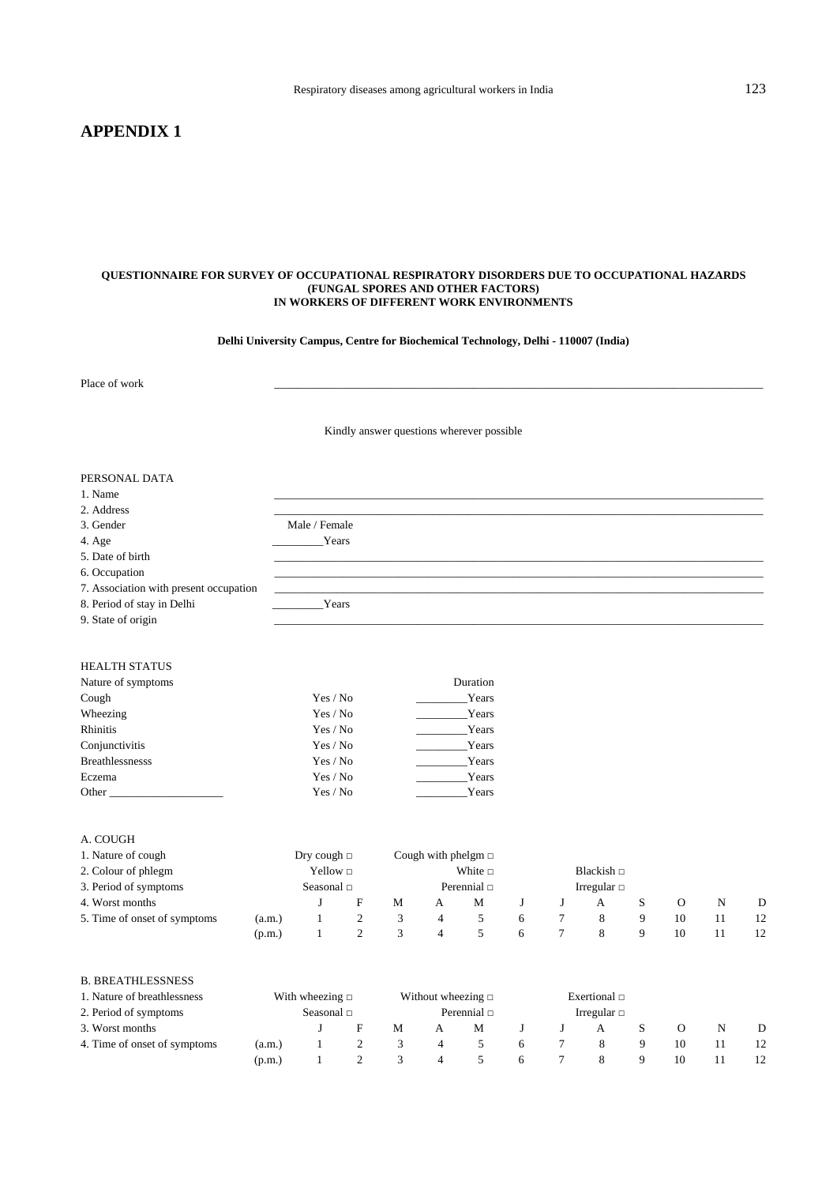# APPENDIX 1

**QUESTIONNAIRE FOR SURVEY OF OCCUPATIONAL RESPIRATORY DISORDERS DUE TO OCCUPATIONAL HAZARDS (FUNGAL SPORES AND OTHER FACTORS) IN WORKERS OF DIFFERENT WORK ENVIRONMENTS**

**Delhi University Campus, Centre for Biochemical Technology, Delhi - 110007 (India)**

Place of work ______________________________________________

Kindly answer questions wherever possible

PERSONAL DATA

1. Name ______________________________________________
2. Address ______________________________________________
3. Gender Male / Female
4. Age _________Years
5. Date of birth ______________________________________________
6. Occupation ______________________________________________
7. Association with present occupation ______________________________________________
8. Period of stay in Delhi _________Years
9. State of origin ______________________________________________

HEALTH STATUS

| Nature of symptoms | | Duration |
|---|---|---|
| Cough | Yes / No | _________Years |
| Wheezing | Yes / No | _________Years |
| Rhinitis | Yes / No | _________Years |
| Conjunctivitis | Yes / No | _________Years |
| Breathlessnesss | Yes / No | _________Years |
| Eczema | Yes / No | _________Years |
| Other ____________________ | Yes / No | _________Years |

A. COUGH

| | | | | | | | | | | | | | |
|---|---|---|---|---|---|---|---|---|---|---|---|---|---|
| 1. Nature of cough | | Dry cough □ | | | Cough with phelgm □ | | | | | | | | |
| 2. Colour of phlegm | | Yellow □ | | | | White □ | | | Blackish □ | | | | |
| 3. Period of symptoms | | Seasonal □ | | | | Perennial □ | | | Irregular □ | | | | |
| 4. Worst months | | J | F | M | A | M | J | J | A | S | O | N | D |
| 5. Time of onset of symptoms | (a.m.) | 1 | 2 | 3 | 4 | 5 | 6 | 7 | 8 | 9 | 10 | 11 | 12 |
| | (p.m.) | 1 | 2 | 3 | 4 | 5 | 6 | 7 | 8 | 9 | 10 | 11 | 12 |

B. BREATHLESSNESS

| | | | | | | | | | | | | | |
|---|---|---|---|---|---|---|---|---|---|---|---|---|---|
| 1. Nature of breathlessness | | With wheezing □ | | | Without wheezing □ | | | | Exertional □ | | | | |
| 2. Period of symptoms | | Seasonal □ | | | | Perennial □ | | | Irregular □ | | | | |
| 3. Worst months | | J | F | M | A | M | J | J | A | S | O | N | D |
| 4. Time of onset of symptoms | (a.m.) | 1 | 2 | 3 | 4 | 5 | 6 | 7 | 8 | 9 | 10 | 11 | 12 |
| | (p.m.) | 1 | 2 | 3 | 4 | 5 | 6 | 7 | 8 | 9 | 10 | 11 | 12 |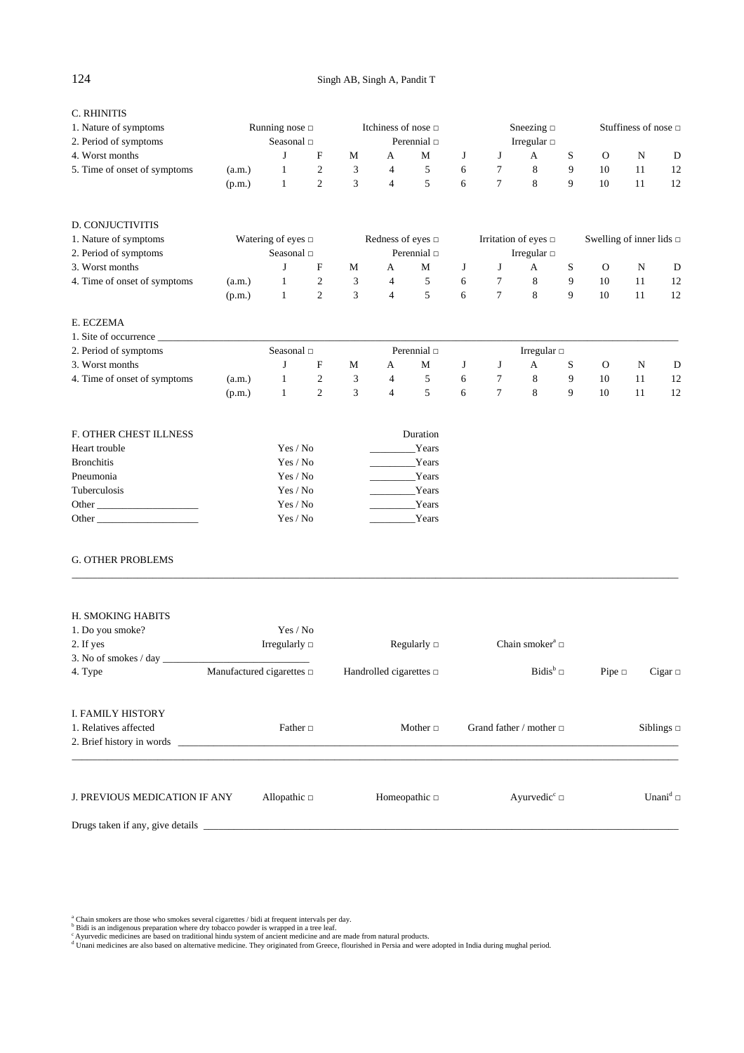C. RHINITIS

| | | | | | | | | | | | | | |
|---|---|---|---|---|---|---|---|---|---|---|---|---|---|
| 1. Nature of symptoms | | Running nose □ | | | Itchiness of nose □ | | | | Sneezing □ | | | Stuffiness of nose □ | |
| 2. Period of symptoms | | Seasonal □ | | | Perennial □ | | | | Irregular □ | | | | |
| 4. Worst months | | J | F | M | A | M | J | J | A | S | O | N | D |
| 5. Time of onset of symptoms | (a.m.) | 1 | 2 | 3 | 4 | 5 | 6 | 7 | 8 | 9 | 10 | 11 | 12 |
| | (p.m.) | 1 | 2 | 3 | 4 | 5 | 6 | 7 | 8 | 9 | 10 | 11 | 12 |

D. CONJUCTIVITIS

| | | | | | | | | | | | | | |
|---|---|---|---|---|---|---|---|---|---|---|---|---|---|
| 1. Nature of symptoms | | Watering of eyes □ | | | Redness of eyes □ | | | | Irritation of eyes □ | | | Swelling of inner lids □ | |
| 2. Period of symptoms | | Seasonal □ | | | Perennial □ | | | | Irregular □ | | | | |
| 3. Worst months | | J | F | M | A | M | J | J | A | S | O | N | D |
| 4. Time of onset of symptoms | (a.m.) | 1 | 2 | 3 | 4 | 5 | 6 | 7 | 8 | 9 | 10 | 11 | 12 |
| | (p.m.) | 1 | 2 | 3 | 4 | 5 | 6 | 7 | 8 | 9 | 10 | 11 | 12 |

E. ECZEMA

1. Site of occurrence ______________________________________________

| | | | | | | | | | | | | | |
|---|---|---|---|---|---|---|---|---|---|---|---|---|---|
| 2. Period of symptoms | | Seasonal □ | | | Perennial □ | | | | Irregular □ | | | | |
| 3. Worst months | | J | F | M | A | M | J | J | A | S | O | N | D |
| 4. Time of onset of symptoms | (a.m.) | 1 | 2 | 3 | 4 | 5 | 6 | 7 | 8 | 9 | 10 | 11 | 12 |
| | (p.m.) | 1 | 2 | 3 | 4 | 5 | 6 | 7 | 8 | 9 | 10 | 11 | 12 |

F. OTHER CHEST ILLNESS

| | | Duration |
|---|---|---|
| Heart trouble | Yes / No | _________Years |
| Bronchitis | Yes / No | _________Years |
| Pneumonia | Yes / No | _________Years |
| Tuberculosis | Yes / No | _________Years |
| Other ____________________ | Yes / No | _________Years |
| Other ____________________ | Yes / No | _________Years |

G. OTHER PROBLEMS

______________________________________________________________________

H. SMOKING HABITS

1. Do you smoke? Yes / No
2. If yes Irregularly □ Regularly □ Chain smoker[a] □
3. No of smokes / day ____________________________
4. Type Manufactured cigarettes □ Handrolled cigarettes □ Bidis[b] □ Pipe □ Cigar □

I. FAMILY HISTORY

1. Relatives affected Father □ Mother □ Grand father / mother □ Siblings □
2. Brief history in words ______________________________________________

______________________________________________________________________

J. PREVIOUS MEDICATION IF ANY Allopathic □ Homeopathic □ Ayurvedic[c] □ Unani[d] □

Drugs taken if any, give details ______________________________________________

[a] Chain smokers are those who smokes several cigarettes / bidi at frequent intervals per day.
[b] Bidi is an indigenous preparation where dry tobacco powder is wrapped in a tree leaf.
[c] Ayurvedic medicines are based on traditional hindu system of ancient medicine and are made from natural products.
[d] Unani medicines are also based on alternative medicine. They originated from Greece, flourished in Persia and were adopted in India during mughal period.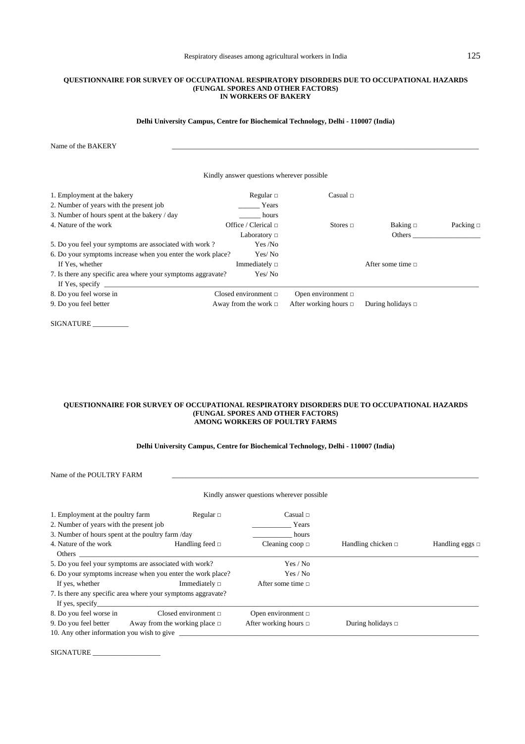**QUESTIONNAIRE FOR SURVEY OF OCCUPATIONAL RESPIRATORY DISORDERS DUE TO OCCUPATIONAL HAZARDS (FUNGAL SPORES AND OTHER FACTORS) IN WORKERS OF BAKERY**

**Delhi University Campus, Centre for Biochemical Technology, Delhi - 110007 (India)**

Name of the BAKERY ______________________________

Kindly answer questions wherever possible

| | | | | |
|---|---|---|---|---|
| 1. Employment at the bakery | Regular □ | Casual □ | | |
| 2. Number of years with the present job | ______ Years | | | |
| 3. Number of hours spent at the bakery / day | ______ hours | | | |
| 4. Nature of the work | Office / Clerical □ | Stores □ | Baking □ | Packing □ |
| | Laboratory □ | | Others ____________ | |
| 5. Do you feel your symptoms are associated with work ? | Yes /No | | | |
| 6. Do your symptoms increase when you enter the work place? | Yes/ No | | | |
| If Yes, whether | Immediately □ | | After some time □ | |
| 7. Is there any specific area where your symptoms aggravate? | Yes/ No | | | |
| If Yes, specify ______________________________ | | | | |
| 8. Do you feel worse in | Closed environment □ | Open environment □ | | |
| 9. Do you feel better | Away from the work □ | After working hours □ | During holidays □ | |

SIGNATURE __________

**QUESTIONNAIRE FOR SURVEY OF OCCUPATIONAL RESPIRATORY DISORDERS DUE TO OCCUPATIONAL HAZARDS (FUNGAL SPORES AND OTHER FACTORS) AMONG WORKERS OF POULTRY FARMS**

**Delhi University Campus, Centre for Biochemical Technology, Delhi - 110007 (India)**

Name of the POULTRY FARM ______________________________

Kindly answer questions wherever possible

| | | | | |
|---|---|---|---|---|
| 1. Employment at the poultry farm | Regular □ | Casual □ | | |
| 2. Number of years with the present job | | ___________ Years | | |
| 3. Number of hours spent at the poultry farm /day | | ___________ hours | | |
| 4. Nature of the work | Handling feed □ | Cleaning coop □ | Handling chicken □ | Handling eggs □ |
| Others ______________________________ | | | | |
| 5. Do you feel your symptoms are associated with work? | | Yes / No | | |
| 6. Do your symptoms increase when you enter the work place? | | Yes / No | | |
| If yes, whether | Immediately □ | After some time □ | | |
| 7. Is there any specific area where your symptoms aggravate? | | | | |
| If yes, specify______________________________ | | | | |
| 8. Do you feel worse in | Closed environment □ | Open environment □ | | |
| 9. Do you feel better | Away from the working place □ | After working hours □ | During holidays □ | |
| 10. Any other information you wish to give ______________________________ | | | | |

SIGNATURE ___________________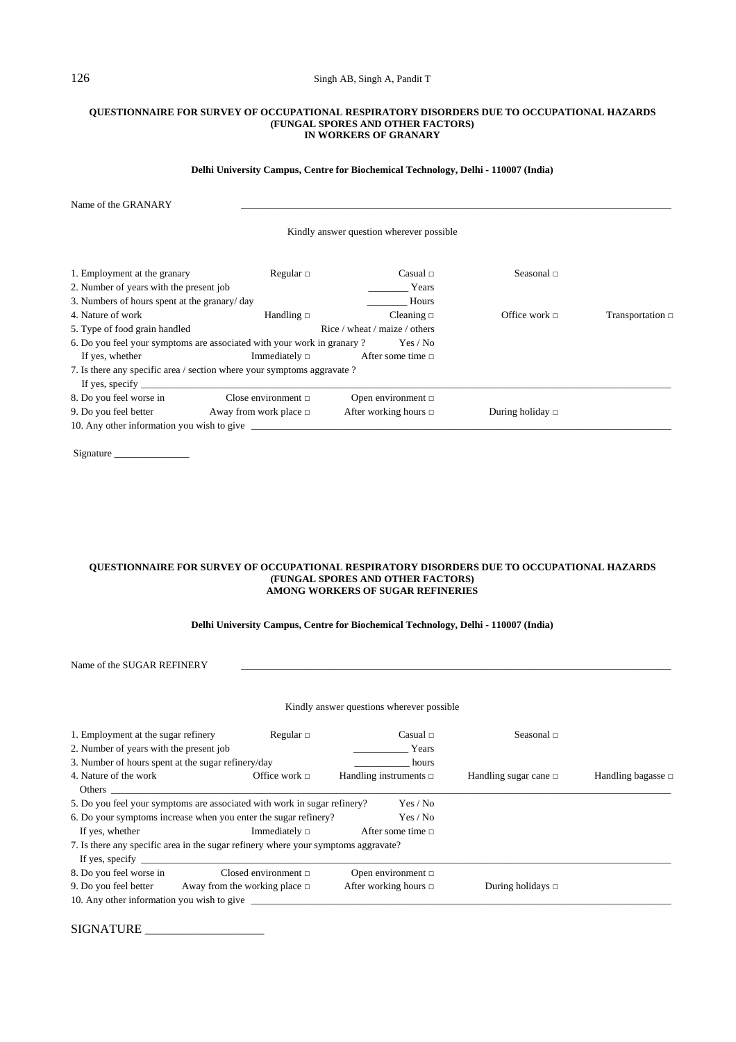**QUESTIONNAIRE FOR SURVEY OF OCCUPATIONAL RESPIRATORY DISORDERS DUE TO OCCUPATIONAL HAZARDS (FUNGAL SPORES AND OTHER FACTORS) IN WORKERS OF GRANARY**

**Delhi University Campus, Centre for Biochemical Technology, Delhi - 110007 (India)**

Name of the GRANARY ____________________________________________

Kindly answer question wherever possible

1. Employment at the granary Regular □ Casual □ Seasonal □
2. Number of years with the present job ________ Years
3. Numbers of hours spent at the granary/ day ________ Hours
4. Nature of work Handling □ Cleaning □ Office work □ Transportation □
5. Type of food grain handled Rice / wheat / maize / others
6. Do you feel your symptoms are associated with your work in granary ? Yes / No
   If yes, whether Immediately □ After some time □
7. Is there any specific area / section where your symptoms aggravate ?
   If yes, specify ____________________________________________
8. Do you feel worse in Close environment □ Open environment □
9. Do you feel better Away from work place □ After working hours □ During holiday □
10. Any other information you wish to give ____________________________________________

Signature _______________

**QUESTIONNAIRE FOR SURVEY OF OCCUPATIONAL RESPIRATORY DISORDERS DUE TO OCCUPATIONAL HAZARDS (FUNGAL SPORES AND OTHER FACTORS) AMONG WORKERS OF SUGAR REFINERIES**

**Delhi University Campus, Centre for Biochemical Technology, Delhi - 110007 (India)**

Name of the SUGAR REFINERY ____________________________________________

Kindly answer questions wherever possible

1. Employment at the sugar refinery Regular □ Casual □ Seasonal □
2. Number of years with the present job ___________ Years
3. Number of hours spent at the sugar refinery/day ___________ hours
4. Nature of the work Office work □ Handling instruments □ Handling sugar cane □ Handling bagasse □
   Others ____________________________________________
5. Do you feel your symptoms are associated with work in sugar refinery? Yes / No
6. Do your symptoms increase when you enter the sugar refinery? Yes / No
   If yes, whether Immediately □ After some time □
7. Is there any specific area in the sugar refinery where your symptoms aggravate?
   If yes, specify ____________________________________________
8. Do you feel worse in Closed environment □ Open environment □
9. Do you feel better Away from the working place □ After working hours □ During holidays □
10. Any other information you wish to give ____________________________________________

SIGNATURE ____________________